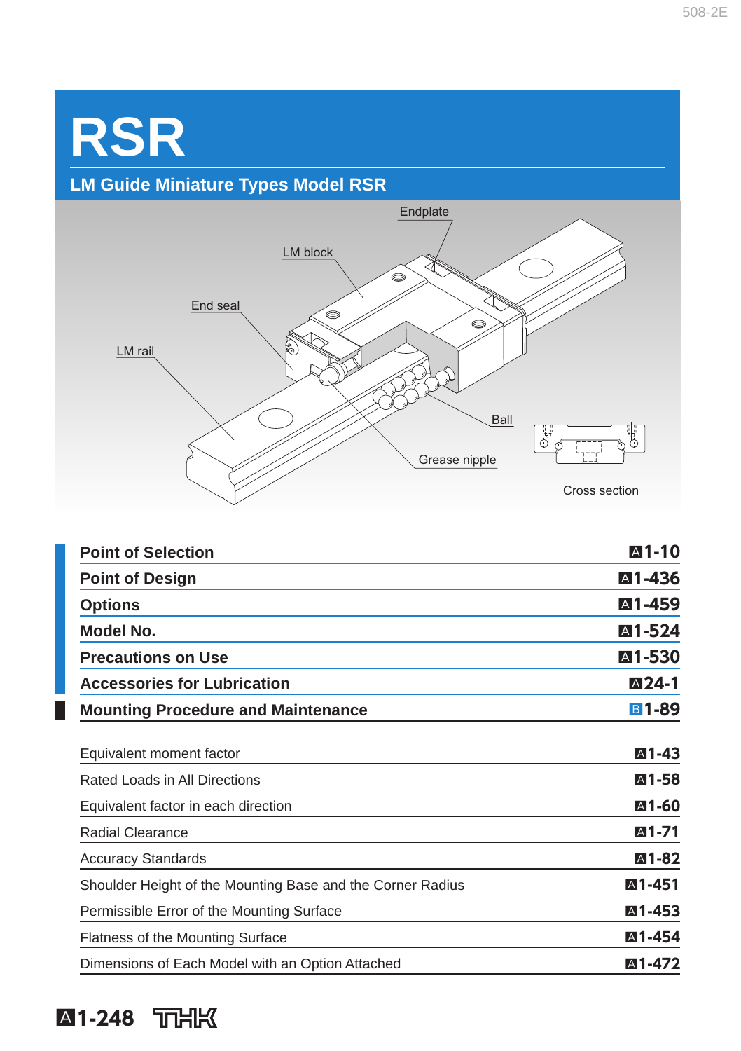# RSR

## LM Guide Miniature Types Model RSR

Endplate

LM block

End seal

LM rail

Ball

Grease nipple

Cross section

| | |
|---|---|
| **Point of Selection** | **A1-10** |
| **Point of Design** | **A1-436** |
| **Options** | **A1-459** |
| **Model No.** | **A1-524** |
| **Precautions on Use** | **A1-530** |
| **Accessories for Lubrication** | **A24-1** |
| **Mounting Procedure and Maintenance** | **B1-89** |

| | |
|---|---|
| Equivalent moment factor | **A1-43** |
| Rated Loads in All Directions | **A1-58** |
| Equivalent factor in each direction | **A1-60** |
| Radial Clearance | **A1-71** |
| Accuracy Standards | **A1-82** |
| Shoulder Height of the Mounting Base and the Corner Radius | **A1-451** |
| Permissible Error of the Mounting Surface | **A1-453** |
| Flatness of the Mounting Surface | **A1-454** |
| Dimensions of Each Model with an Option Attached | **A1-472** |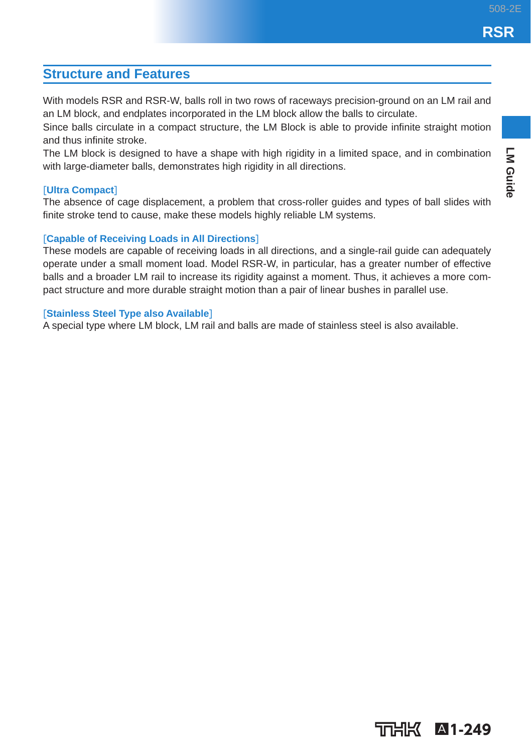## Structure and Features

With models RSR and RSR-W, balls roll in two rows of raceways precision-ground on an LM rail and an LM block, and endplates incorporated in the LM block allow the balls to circulate.
Since balls circulate in a compact structure, the LM Block is able to provide infinite straight motion and thus infinite stroke.
The LM block is designed to have a shape with high rigidity in a limited space, and in combination with large-diameter balls, demonstrates high rigidity in all directions.

**[Ultra Compact]**
The absence of cage displacement, a problem that cross-roller guides and types of ball slides with finite stroke tend to cause, make these models highly reliable LM systems.

**[Capable of Receiving Loads in All Directions]**
These models are capable of receiving loads in all directions, and a single-rail guide can adequately operate under a small moment load. Model RSR-W, in particular, has a greater number of effective balls and a broader LM rail to increase its rigidity against a moment. Thus, it achieves a more compact structure and more durable straight motion than a pair of linear bushes in parallel use.

**[Stainless Steel Type also Available]**
A special type where LM block, LM rail and balls are made of stainless steel is also available.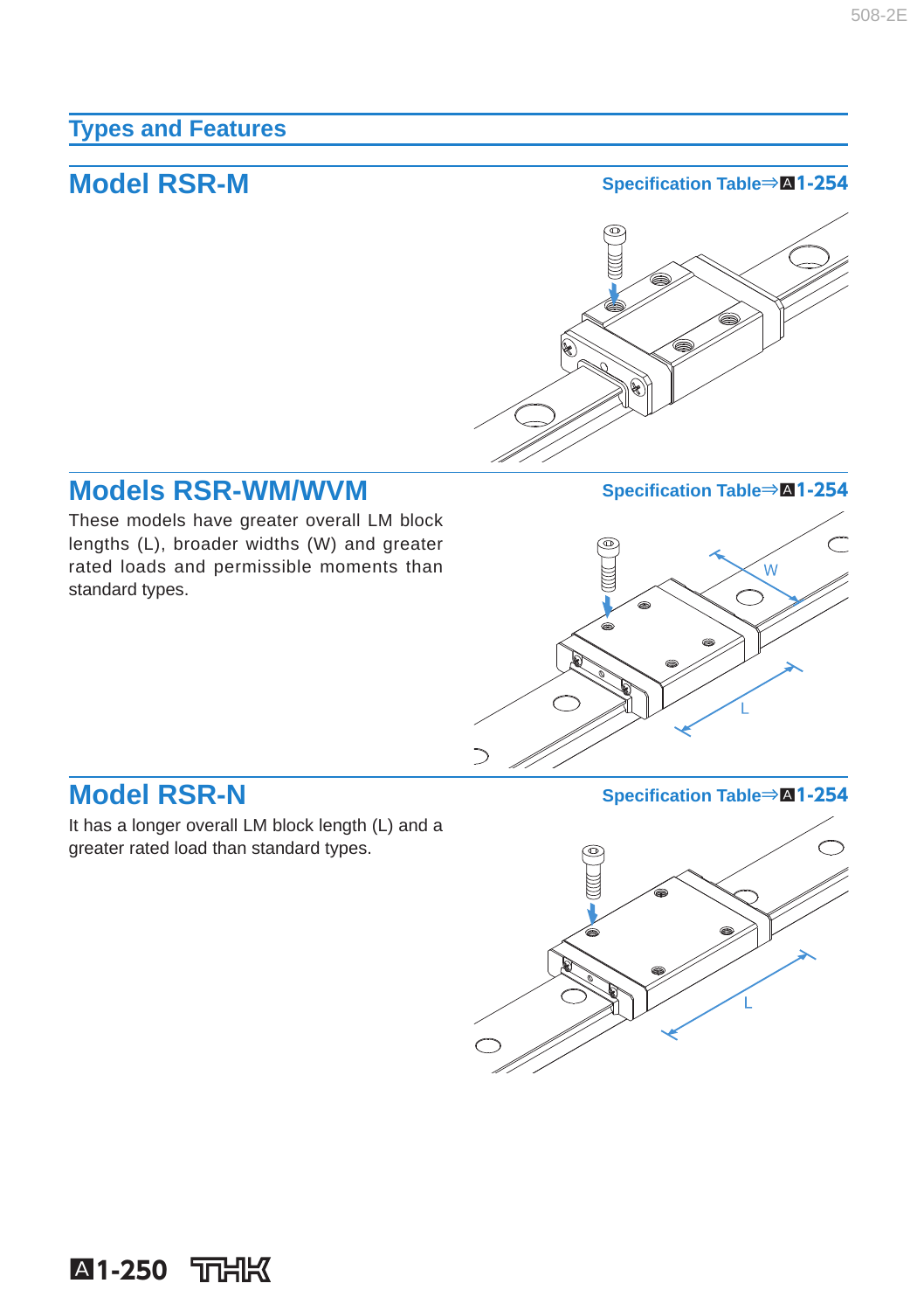## Types and Features

### Model RSR-M

Specification Table⇒A1-254

### Models RSR-WM/WVM

Specification Table⇒A1-254

These models have greater overall LM block lengths (L), broader widths (W) and greater rated loads and permissible moments than standard types.

### Model RSR-N

Specification Table⇒A1-254

It has a longer overall LM block length (L) and a greater rated load than standard types.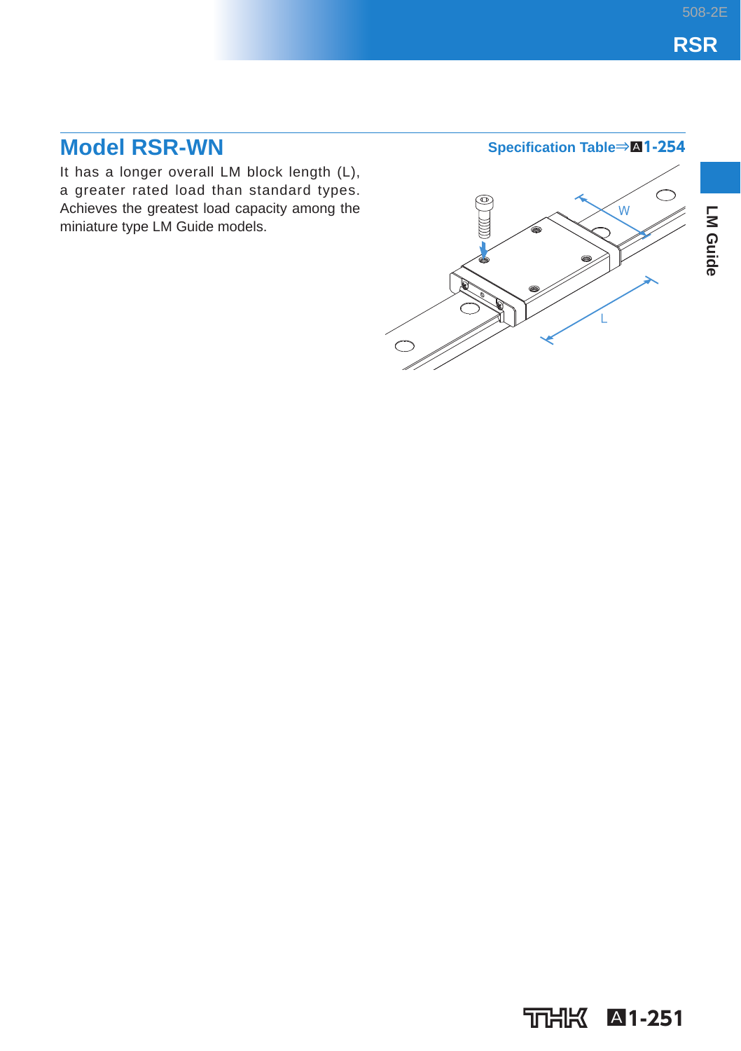## Model RSR-WN

Specification Table⇒A1-254

It has a longer overall LM block length (L), a greater rated load than standard types. Achieves the greatest load capacity among the miniature type LM Guide models.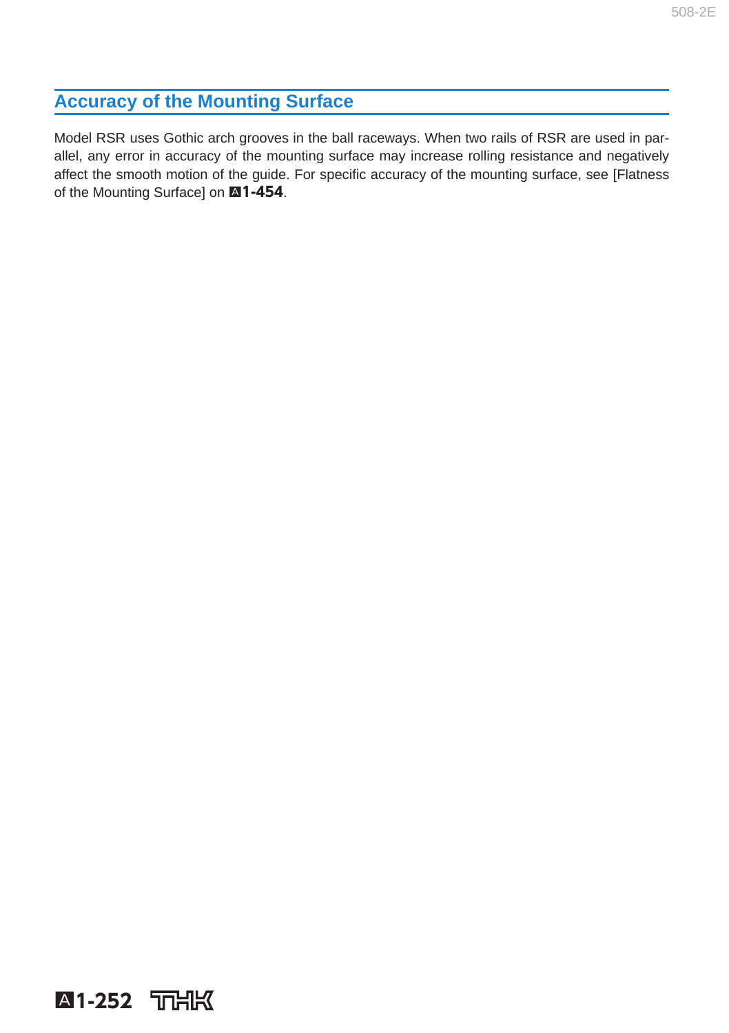## Accuracy of the Mounting Surface

Model RSR uses Gothic arch grooves in the ball raceways. When two rails of RSR are used in parallel, any error in accuracy of the mounting surface may increase rolling resistance and negatively affect the smooth motion of the guide. For specific accuracy of the mounting surface, see [Flatness of the Mounting Surface] on A1-454.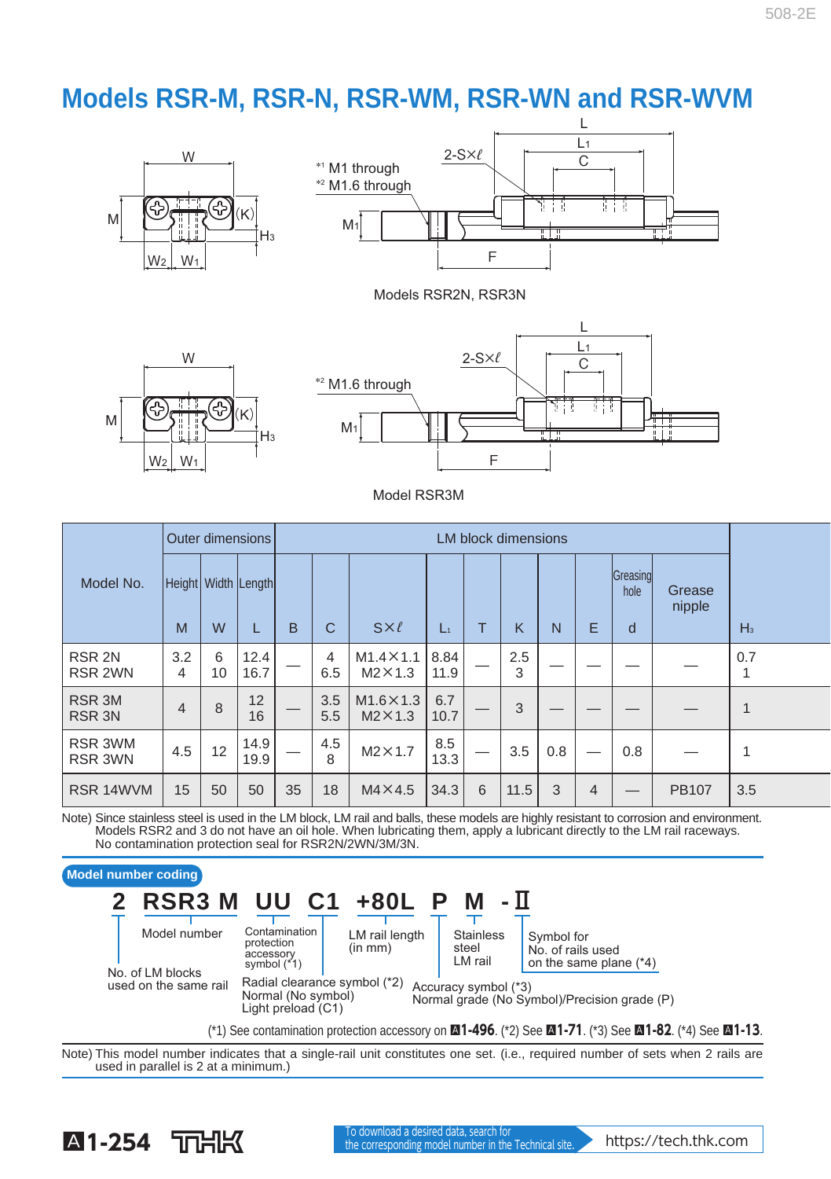# Models RSR-M, RSR-N, RSR-WM, RSR-WN and RSR-WVM

*1 M1 through
*2 M1.6 through

Models RSR2N, RSR3N

*2 M1.6 through

Model RSR3M

| Model No. | Outer dimensions | | | LM block dimensions | | | | | | | | | | | |
|---|---|---|---|---|---|---|---|---|---|---|---|---|---|---|---|
| | Height | Width | Length | | | | | | | | | | Greasing hole | Grease nipple | |
| | M | W | L | B | C | S×ℓ | $L_1$ | T | K | N | E | | d | | $H_3$ |
| RSR 2N<br>RSR 2WN | 3.2<br>4 | 6<br>10 | 12.4<br>16.7 | — | 4<br>6.5 | M1.4×1.1<br>M2×1.3 | 8.84<br>11.9 | — | 2.5<br>3 | — | — | | — | — | 0.7<br>1 |
| RSR 3M<br>RSR 3N | 4 | 8 | 12<br>16 | — | 3.5<br>5.5 | M1.6×1.3<br>M2×1.3 | 6.7<br>10.7 | — | 3 | — | — | | — | — | 1 |
| RSR 3WM<br>RSR 3WN | 4.5 | 12 | 14.9<br>19.9 | — | 4.5<br>8 | M2×1.7 | 8.5<br>13.3 | — | 3.5 | 0.8 | — | | 0.8 | — | 1 |
| RSR 14WVM | 15 | 50 | 50 | 35 | 18 | M4×4.5 | 34.3 | 6 | 11.5 | 3 | 4 | | — | PB107 | 3.5 |

Note) Since stainless steel is used in the LM block, LM rail and balls, these models are highly resistant to corrosion and environment.
Models RSR2 and 3 do not have an oil hole. When lubricating them, apply a lubricant directly to the LM rail raceways.
No contamination protection seal for RSR2N/2WN/3M/3N.

**Model number coding**

**2 RSR3 M UU C1 +80L P M -II**

- 2: No. of LM blocks used on the same rail
- RSR3 M: Model number
- UU: Contamination protection accessory symbol (*1)
- C1: Radial clearance symbol (*2) Normal (No symbol) Light preload (C1)
- +80L: LM rail length (in mm)
- P: Accuracy symbol (*3) Normal grade (No Symbol)/Precision grade (P)
- M: Stainless steel LM rail
- -II: Symbol for No. of rails used on the same plane (*4)

(*1) See contamination protection accessory on A1-496. (*2) See A1-71. (*3) See A1-82. (*4) See A1-13.

Note) This model number indicates that a single-rail unit constitutes one set. (i.e., required number of sets when 2 rails are used in parallel is 2 at a minimum.)

To download a desired data, search for the corresponding model number in the Technical site. https://tech.thk.com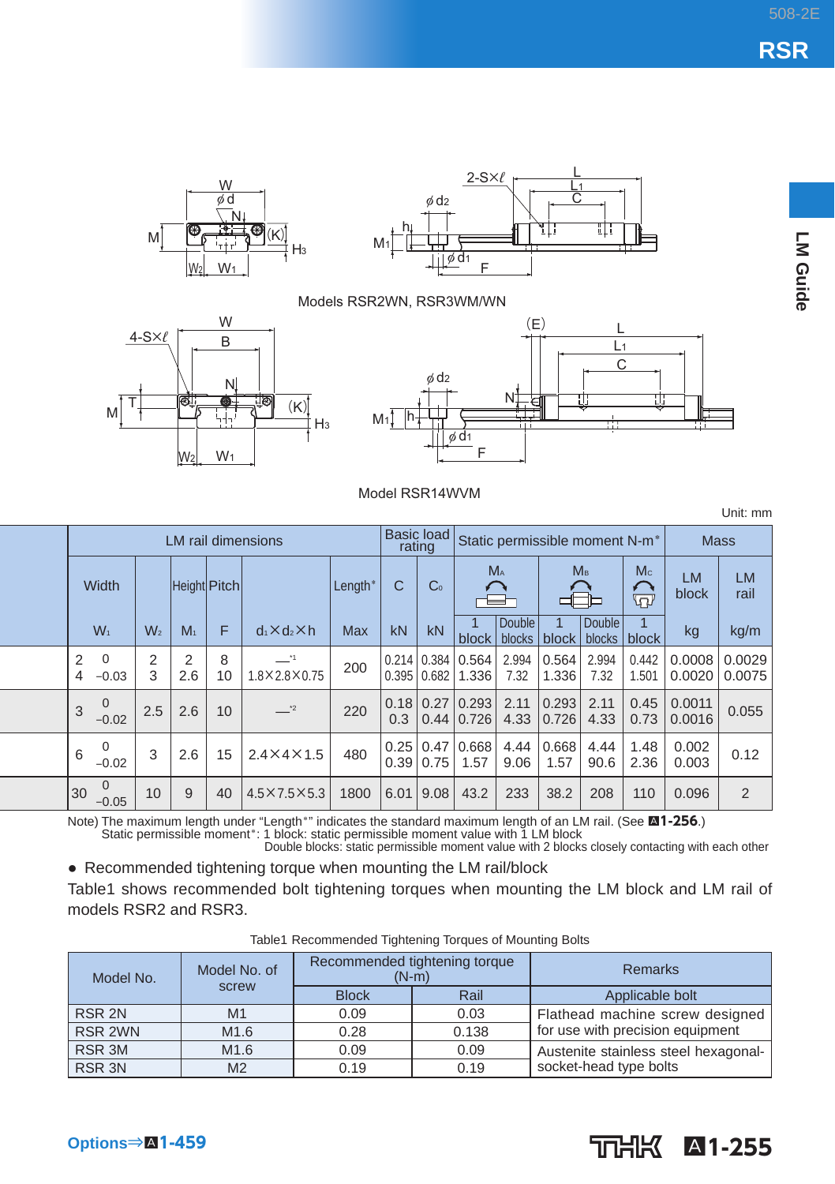Models RSR2WN, RSR3WM/WN

Model RSR14WVM

Unit: mm

| | LM rail dimensions | | | | | | Basic load rating | | Static permissible moment N-m* | | | | | Mass | |
|---|---|---|---|---|---|---|---|---|---|---|---|---|---|---|---|
| | Width | | Height | Pitch | | Length* | C | $C_0$ | $M_A$ | | $M_B$ | | $M_C$ | LM block | LM rail |
| | $W_1$ | $W_2$ | $M_1$ | F | $d_1 \times d_2 \times h$ | Max | kN | kN | 1 block | Double blocks | 1 block | Double blocks | 1 block | kg | kg/m |
| | 2 0 / 4 −0.03 | 2 / 3 | 2 / 2.6 | 8 / 10 | —*1 / 1.8×2.8×0.75 | 200 | 0.214 / 0.395 | 0.384 / 0.682 | 0.564 / 1.336 | 2.994 / 7.32 | 0.564 / 1.336 | 2.994 / 7.32 | 0.442 / 1.501 | 0.0008 / 0.0020 | 0.0029 / 0.0075 |
| | 3 0 / −0.02 | 2.5 | 2.6 | 10 | —*2 | 220 | 0.18 / 0.3 | 0.27 / 0.44 | 0.293 / 0.726 | 2.11 / 4.33 | 0.293 / 0.726 | 2.11 / 4.33 | 0.45 / 0.73 | 0.0011 / 0.0016 | 0.055 |
| | 6 0 / −0.02 | 3 | 2.6 | 15 | 2.4×4×1.5 | 480 | 0.25 / 0.39 | 0.47 / 0.75 | 0.668 / 1.57 | 4.44 / 9.06 | 0.668 / 1.57 | 4.44 / 90.6 | 1.48 / 2.36 | 0.002 / 0.003 | 0.12 |
| | 30 0 / −0.05 | 10 | 9 | 40 | 4.5×7.5×5.3 | 1800 | 6.01 | 9.08 | 43.2 | 233 | 38.2 | 208 | 110 | 0.096 | 2 |

Note) The maximum length under "Length*" indicates the standard maximum length of an LM rail. (See **A1-256**.)
Static permissible moment*: 1 block: static permissible moment value with 1 LM block
Double blocks: static permissible moment value with 2 blocks closely contacting with each other

● Recommended tightening torque when mounting the LM rail/block

Table1 shows recommended bolt tightening torques when mounting the LM block and LM rail of models RSR2 and RSR3.

Table1 Recommended Tightening Torques of Mounting Bolts

| Model No. | Model No. of screw | Recommended tightening torque (N-m) | | Remarks |
|---|---|---|---|---|
| | | Block | Rail | Applicable bolt |
| RSR 2N | M1 | 0.09 | 0.03 | Flathead machine screw designed for use with precision equipment |
| RSR 2WN | M1.6 | 0.28 | 0.138 | |
| RSR 3M | M1.6 | 0.09 | 0.09 | Austenite stainless steel hexagonal-socket-head type bolts |
| RSR 3N | M2 | 0.19 | 0.19 | |

Options⇒A1-459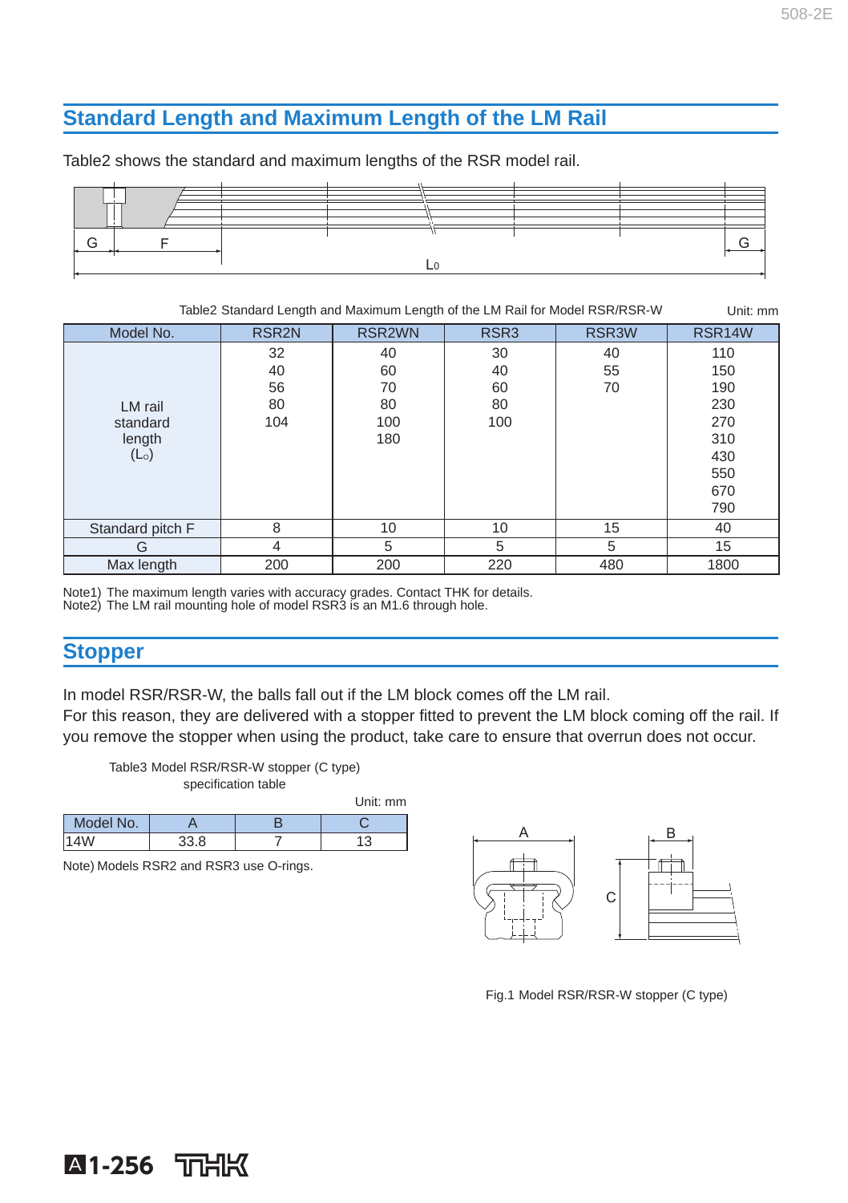## Standard Length and Maximum Length of the LM Rail

Table2 shows the standard and maximum lengths of the RSR model rail.

Table2 Standard Length and Maximum Length of the LM Rail for Model RSR/RSR-W

Unit: mm

| Model No. | RSR2N | RSR2WN | RSR3 | RSR3W | RSR14W |
|---|---|---|---|---|---|
| LM rail standard length ($L_0$) | 32<br>40<br>56<br>80<br>104 | 40<br>60<br>70<br>80<br>100<br>180 | 30<br>40<br>60<br>80<br>100 | 40<br>55<br>70 | 110<br>150<br>190<br>230<br>270<br>310<br>430<br>550<br>670<br>790 |
| Standard pitch F | 8 | 10 | 10 | 15 | 40 |
| G | 4 | 5 | 5 | 5 | 15 |
| Max length | 200 | 200 | 220 | 480 | 1800 |

Note1) The maximum length varies with accuracy grades. Contact THK for details.
Note2) The LM rail mounting hole of model RSR3 is an M1.6 through hole.

## Stopper

In model RSR/RSR-W, the balls fall out if the LM block comes off the LM rail.
For this reason, they are delivered with a stopper fitted to prevent the LM block coming off the rail. If you remove the stopper when using the product, take care to ensure that overrun does not occur.

Table3 Model RSR/RSR-W stopper (C type) specification table

Unit: mm

| Model No. | A | B | C |
|---|---|---|---|
| 14W | 33.8 | 7 | 13 |

Note) Models RSR2 and RSR3 use O-rings.

Fig.1 Model RSR/RSR-W stopper (C type)